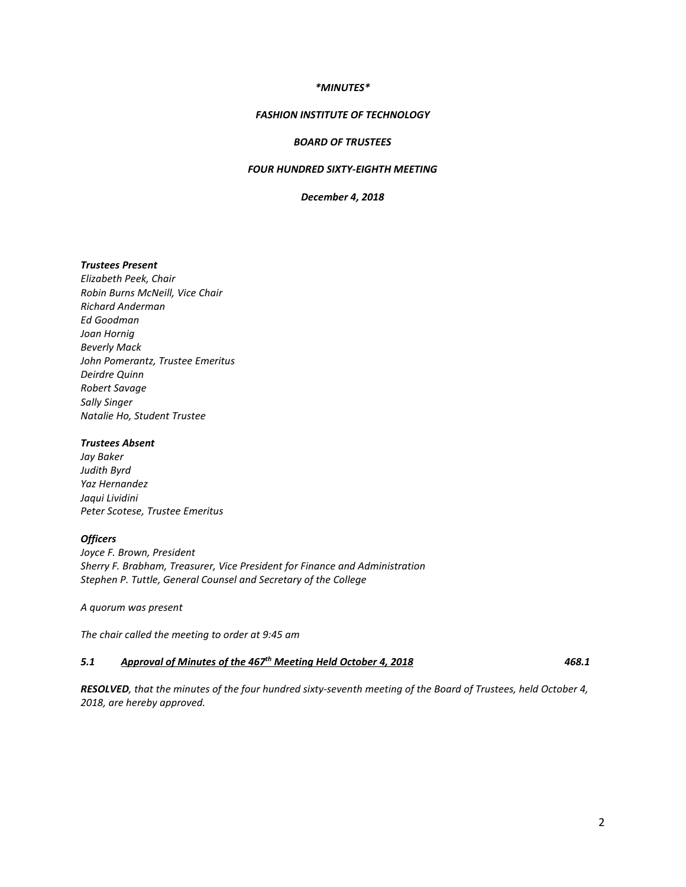***MINUTES***

***FASHION INSTITUTE OF TECHNOLOGY***

***BOARD OF TRUSTEES***

***FOUR HUNDRED SIXTY-EIGHTH MEETING***

***December 4, 2018***

***Trustees Present***
*Elizabeth Peek, Chair*
*Robin Burns McNeill, Vice Chair*
*Richard Anderman*
*Ed Goodman*
*Joan Hornig*
*Beverly Mack*
*John Pomerantz, Trustee Emeritus*
*Deirdre Quinn*
*Robert Savage*
*Sally Singer*
*Natalie Ho, Student Trustee*

***Trustees Absent***
*Jay Baker*
*Judith Byrd*
*Yaz Hernandez*
*Jaqui Lividini*
*Peter Scotese, Trustee Emeritus*

***Officers***
*Joyce F. Brown, President*
*Sherry F. Brabham, Treasurer, Vice President for Finance and Administration*
*Stephen P. Tuttle, General Counsel and Secretary of the College*

*A quorum was present*

*The chair called the meeting to order at 9:45 am*

***5.1 Approval of Minutes of the 467th Meeting Held October 4, 2018*** ***468.1***

***RESOLVED****, that the minutes of the four hundred sixty-seventh meeting of the Board of Trustees, held October 4, 2018, are hereby approved.*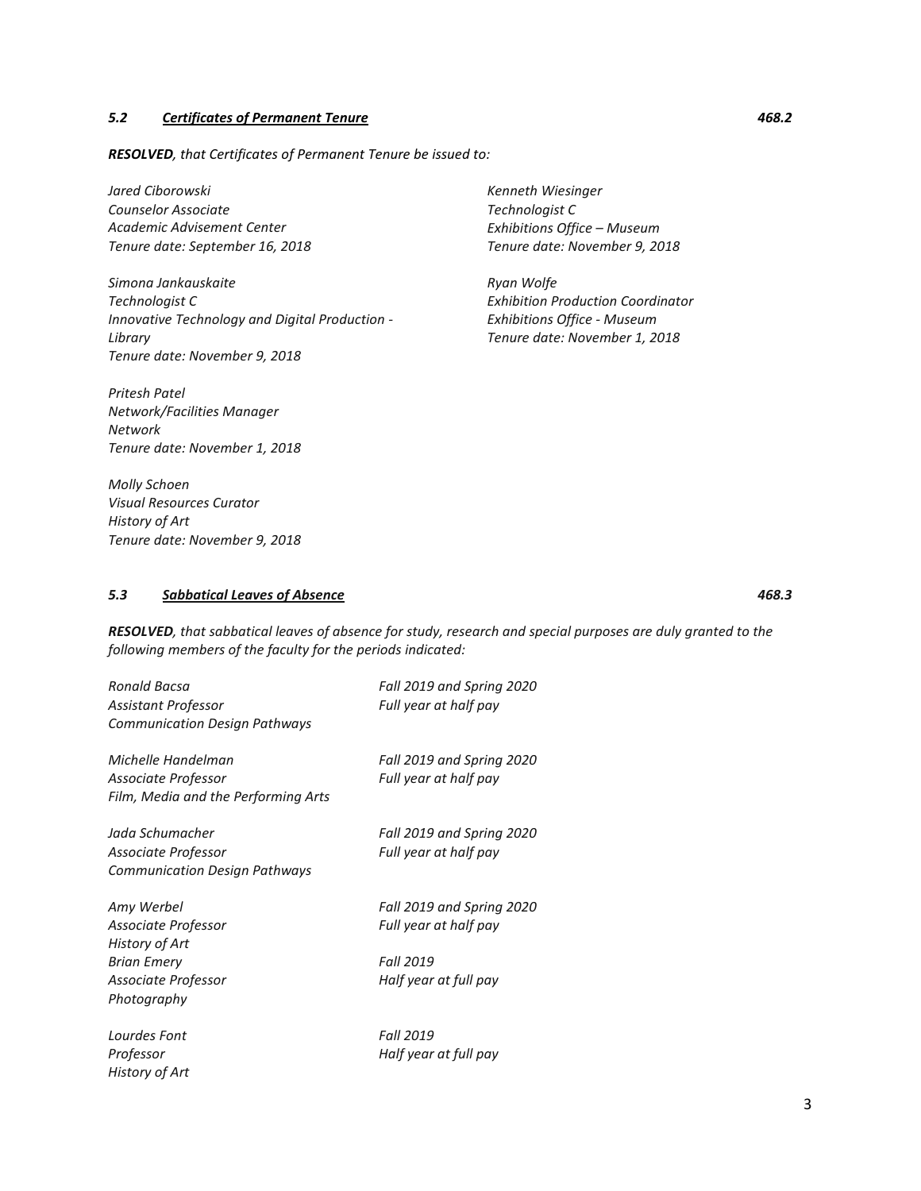### *5.2 Certificates of Permanent Tenure* *468.2*

***RESOLVED**, that Certificates of Permanent Tenure be issued to:*

*Jared Ciborowski*
*Counselor Associate*
*Academic Advisement Center*
*Tenure date: September 16, 2018*

*Simona Jankauskaite*
*Technologist C*
*Innovative Technology and Digital Production - Library*
*Tenure date: November 9, 2018*

*Pritesh Patel*
*Network/Facilities Manager*
*Network*
*Tenure date: November 1, 2018*

*Molly Schoen*
*Visual Resources Curator*
*History of Art*
*Tenure date: November 9, 2018*

*Kenneth Wiesinger*
*Technologist C*
*Exhibitions Office – Museum*
*Tenure date: November 9, 2018*

*Ryan Wolfe*
*Exhibition Production Coordinator*
*Exhibitions Office - Museum*
*Tenure date: November 1, 2018*

### *5.3 Sabbatical Leaves of Absence* *468.3*

***RESOLVED**, that sabbatical leaves of absence for study, research and special purposes are duly granted to the following members of the faculty for the periods indicated:*

| | |
|---|---|
| *Ronald Bacsa*<br>*Assistant Professor*<br>*Communication Design Pathways* | *Fall 2019 and Spring 2020*<br>*Full year at half pay* |
| *Michelle Handelman*<br>*Associate Professor*<br>*Film, Media and the Performing Arts* | *Fall 2019 and Spring 2020*<br>*Full year at half pay* |
| *Jada Schumacher*<br>*Associate Professor*<br>*Communication Design Pathways* | *Fall 2019 and Spring 2020*<br>*Full year at half pay* |
| *Amy Werbel*<br>*Associate Professor*<br>*History of Art* | *Fall 2019 and Spring 2020*<br>*Full year at half pay* |
| *Brian Emery*<br>*Associate Professor*<br>*Photography* | *Fall 2019*<br>*Half year at full pay* |
| *Lourdes Font*<br>*Professor*<br>*History of Art* | *Fall 2019*<br>*Half year at full pay* |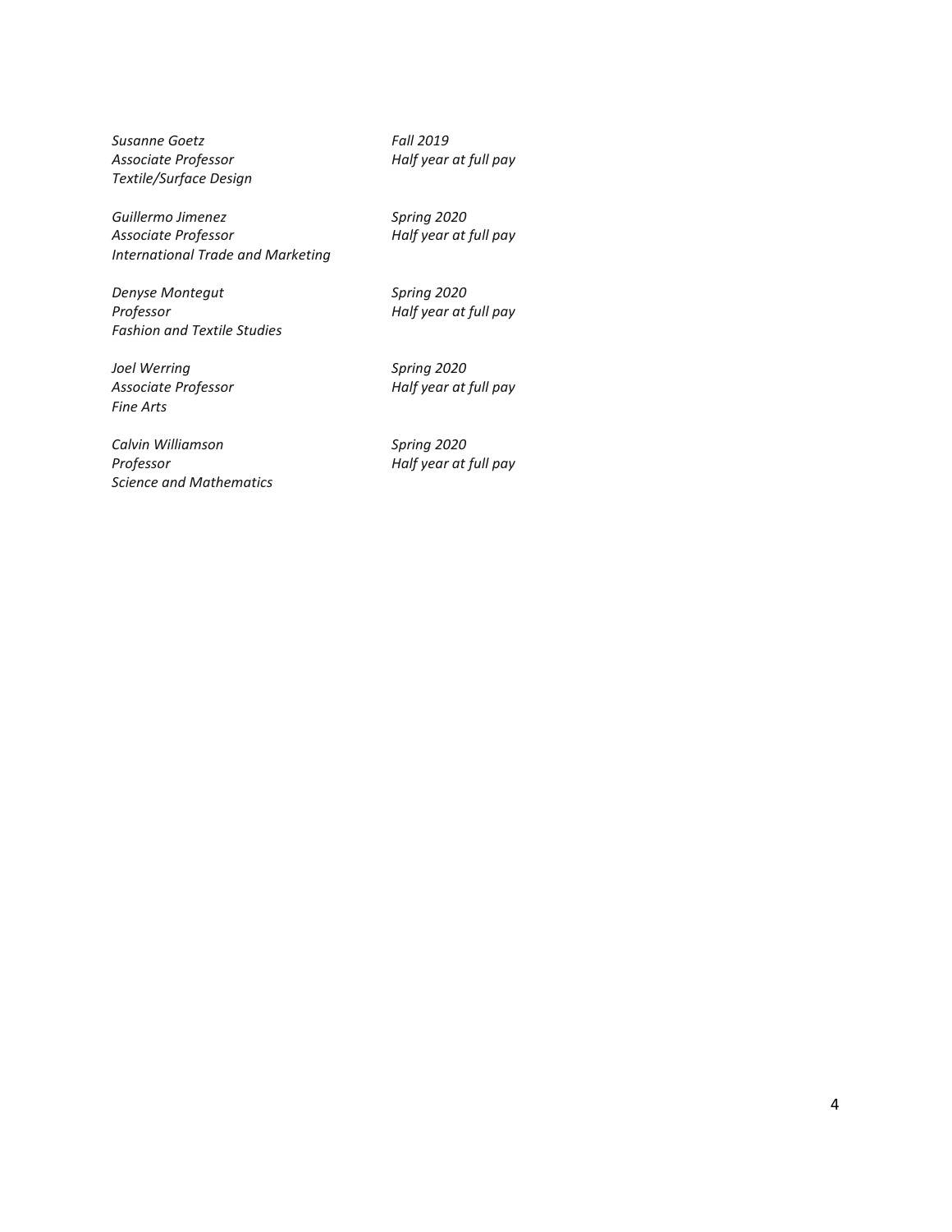*Susanne Goetz*
*Associate Professor*
*Textile/Surface Design*

*Fall 2019*
*Half year at full pay*

*Guillermo Jimenez*
*Associate Professor*
*International Trade and Marketing*

*Spring 2020*
*Half year at full pay*

*Denyse Montegut*
*Professor*
*Fashion and Textile Studies*

*Spring 2020*
*Half year at full pay*

*Joel Werring*
*Associate Professor*
*Fine Arts*

*Spring 2020*
*Half year at full pay*

*Calvin Williamson*
*Professor*
*Science and Mathematics*

*Spring 2020*
*Half year at full pay*